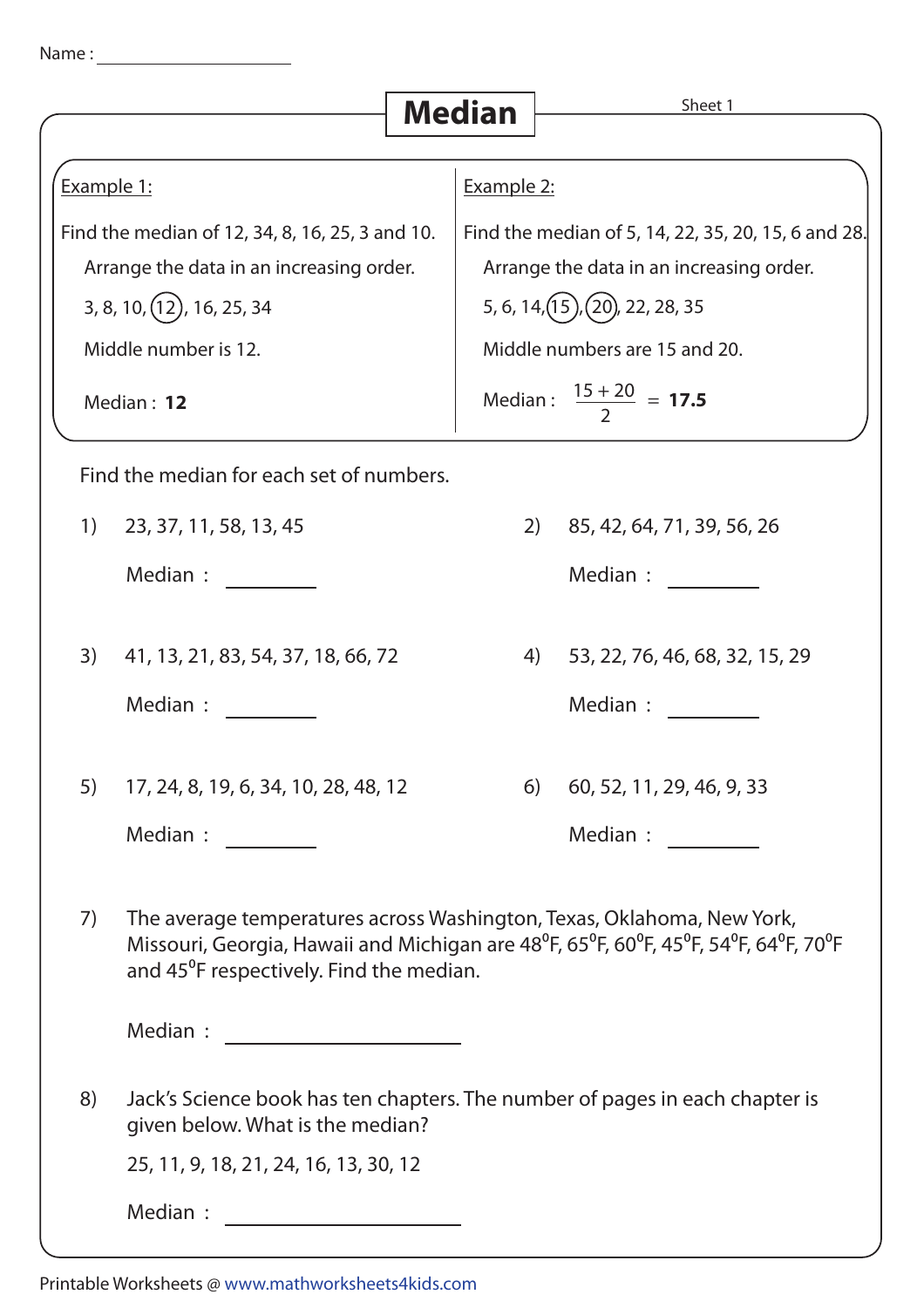Name : ____________________

# Median

Sheet 1

**Example 1:**

Find the median of 12, 34, 8, 16, 25, 3 and 10.

Arrange the data in an increasing order.

3, 8, 10, (12), 16, 25, 34

Middle number is 12.

Median : **12**

**Example 2:**

Find the median of 5, 14, 22, 35, 20, 15, 6 and 28.

Arrange the data in an increasing order.

5, 6, 14, (15), (20), 22, 28, 35

Middle numbers are 15 and 20.

Median : $\frac{15 + 20}{2}$ = **17.5**

Find the median for each set of numbers.

1) 23, 37, 11, 58, 13, 45

Median : ________

2) 85, 42, 64, 71, 39, 56, 26

Median : ________

3) 41, 13, 21, 83, 54, 37, 18, 66, 72

Median : ________

4) 53, 22, 76, 46, 68, 32, 15, 29

Median : ________

5) 17, 24, 8, 19, 6, 34, 10, 28, 48, 12

Median : ________

6) 60, 52, 11, 29, 46, 9, 33

Median : ________

7) The average temperatures across Washington, Texas, Oklahoma, New York, Missouri, Georgia, Hawaii and Michigan are $48^0$F, $65^0$F, $60^0$F, $45^0$F, $54^0$F, $64^0$F, $70^0$F and $45^0$F respectively. Find the median.

Median : ________________

8) Jack's Science book has ten chapters. The number of pages in each chapter is given below. What is the median?

25, 11, 9, 18, 21, 24, 16, 13, 30, 12

Median : ________________

Printable Worksheets @ www.mathworksheets4kids.com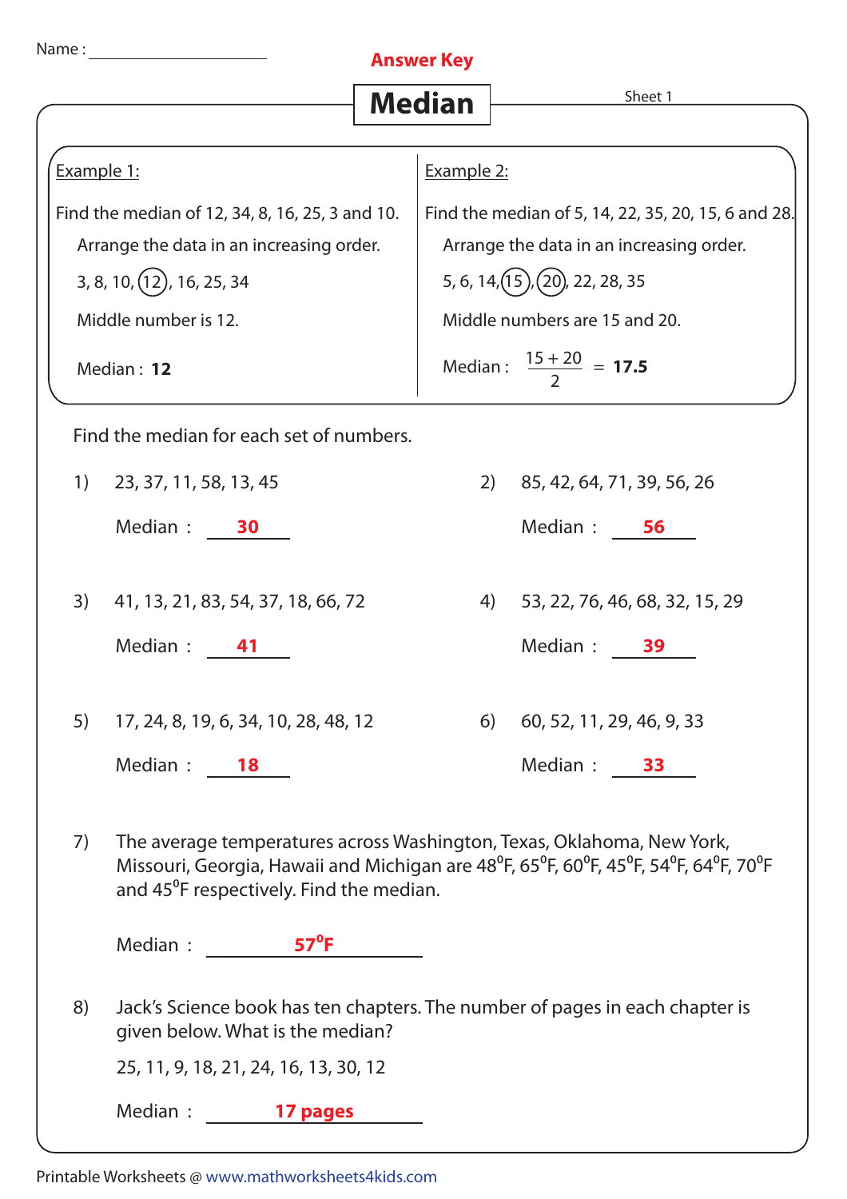Name : ____________________

**Answer Key**

# Median

Sheet 1

Example 1:

Find the median of 12, 34, 8, 16, 25, 3 and 10.

Arrange the data in an increasing order.

3, 8, 10, (12), 16, 25, 34

Middle number is 12.

Median : **12**

Example 2:

Find the median of 5, 14, 22, 35, 20, 15, 6 and 28.

Arrange the data in an increasing order.

5, 6, 14, (15), (20), 22, 28, 35

Middle numbers are 15 and 20.

Median : $\frac{15 + 20}{2}$ = **17.5**

Find the median for each set of numbers.

1) 23, 37, 11, 58, 13, 45

Median : **30**

2) 85, 42, 64, 71, 39, 56, 26

Median : **56**

3) 41, 13, 21, 83, 54, 37, 18, 66, 72

Median : **41**

4) 53, 22, 76, 46, 68, 32, 15, 29

Median : **39**

5) 17, 24, 8, 19, 6, 34, 10, 28, 48, 12

Median : **18**

6) 60, 52, 11, 29, 46, 9, 33

Median : **33**

7) The average temperatures across Washington, Texas, Oklahoma, New York, Missouri, Georgia, Hawaii and Michigan are $48^0$F, $65^0$F, $60^0$F, $45^0$F, $54^0$F, $64^0$F, $70^0$F and $45^0$F respectively. Find the median.

Median : **$57^0$F**

8) Jack's Science book has ten chapters. The number of pages in each chapter is given below. What is the median?

25, 11, 9, 18, 21, 24, 16, 13, 30, 12

Median : **17 pages**

Printable Worksheets @ www.mathworksheets4kids.com